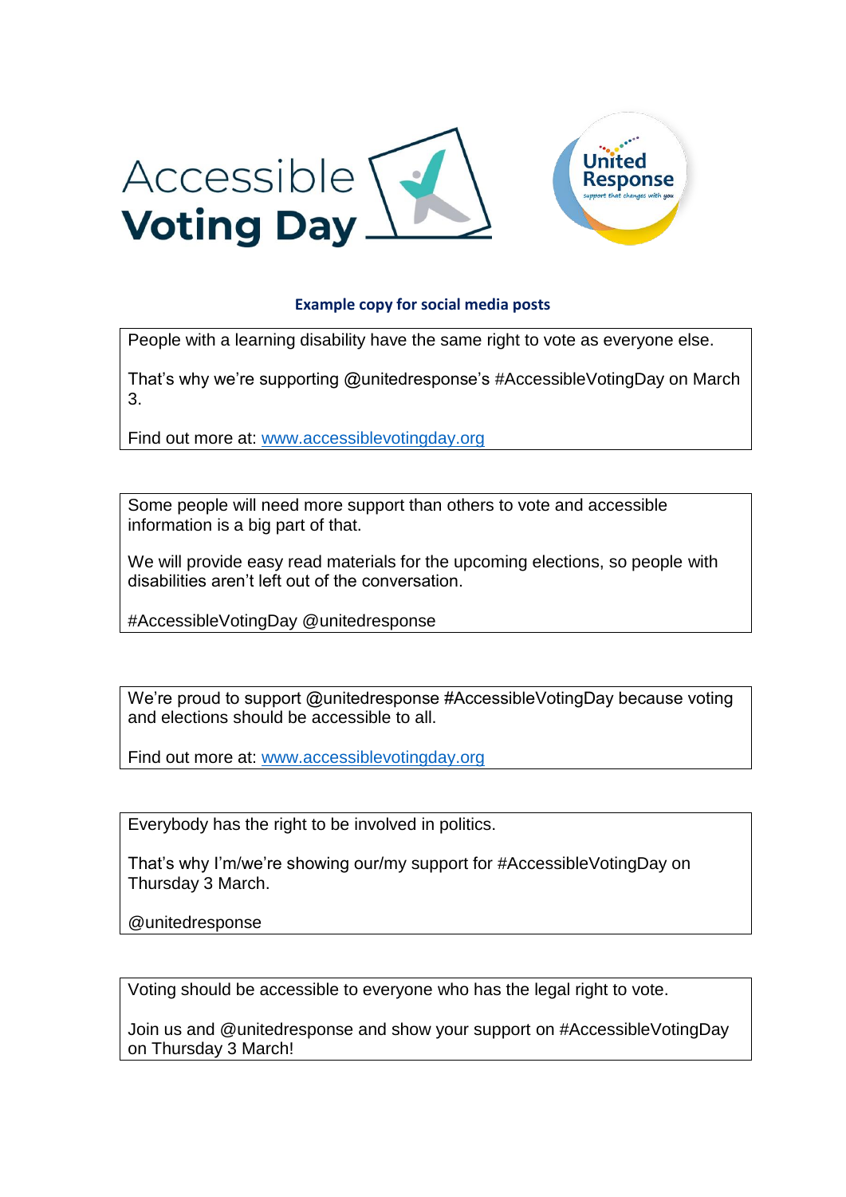**Example copy for social media posts**

---

People with a learning disability have the same right to vote as everyone else.

That's why we're supporting @unitedresponse's #AccessibleVotingDay on March 3.

Find out more at: [www.accessiblevotingday.org](www.accessiblevotingday.org)

---

Some people will need more support than others to vote and accessible information is a big part of that.

We will provide easy read materials for the upcoming elections, so people with disabilities aren't left out of the conversation.

#AccessibleVotingDay @unitedresponse

---

We're proud to support @unitedresponse #AccessibleVotingDay because voting and elections should be accessible to all.

Find out more at: [www.accessiblevotingday.org](www.accessiblevotingday.org)

---

Everybody has the right to be involved in politics.

That's why I'm/we're showing our/my support for #AccessibleVotingDay on Thursday 3 March.

@unitedresponse

---

Voting should be accessible to everyone who has the legal right to vote.

Join us and @unitedresponse and show your support on #AccessibleVotingDay on Thursday 3 March!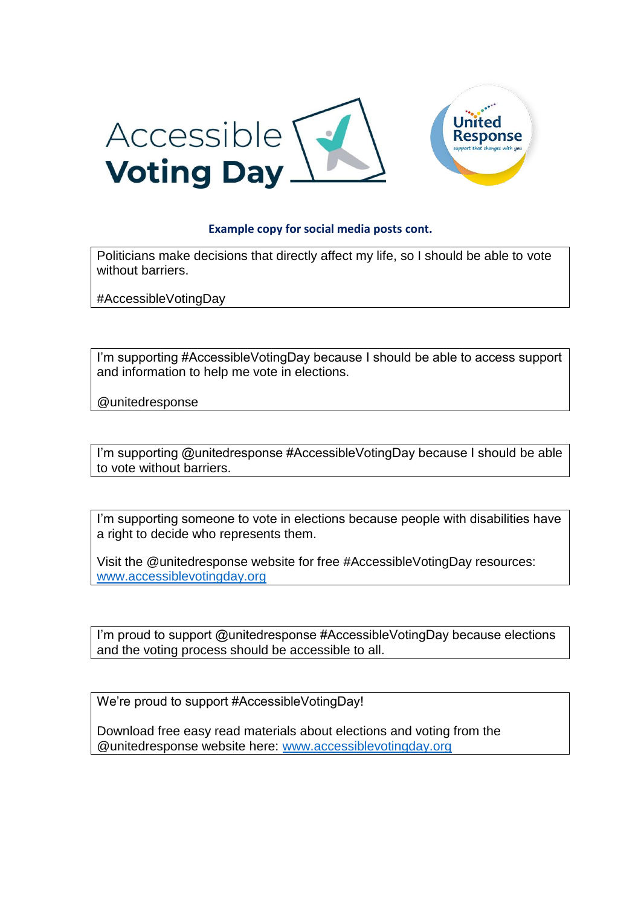**Example copy for social media posts cont.**

Politicians make decisions that directly affect my life, so I should be able to vote without barriers.

#AccessibleVotingDay

---

I'm supporting #AccessibleVotingDay because I should be able to access support and information to help me vote in elections.

@unitedresponse

---

I'm supporting @unitedresponse #AccessibleVotingDay because I should be able to vote without barriers.

---

I'm supporting someone to vote in elections because people with disabilities have a right to decide who represents them.

Visit the @unitedresponse website for free #AccessibleVotingDay resources: www.accessiblevotingday.org

---

I'm proud to support @unitedresponse #AccessibleVotingDay because elections and the voting process should be accessible to all.

---

We're proud to support #AccessibleVotingDay!

Download free easy read materials about elections and voting from the @unitedresponse website here: www.accessiblevotingday.org